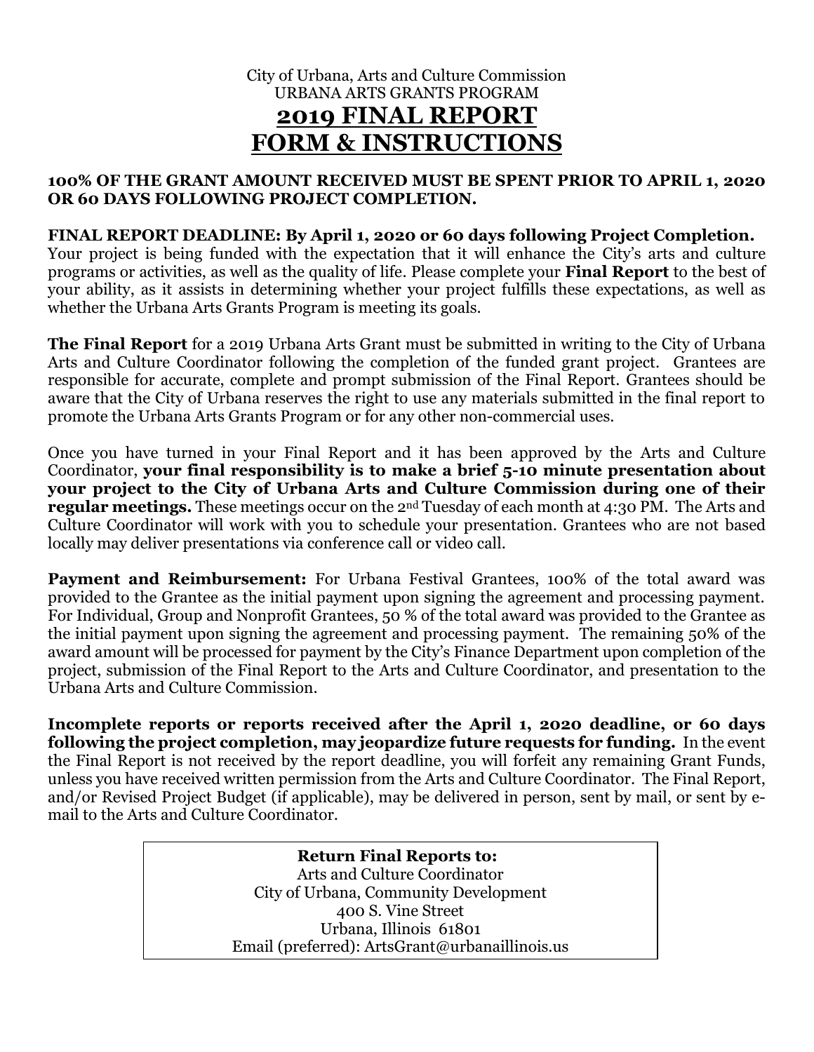City of Urbana, Arts and Culture Commission
URBANA ARTS GRANTS PROGRAM

# 2019 FINAL REPORT FORM & INSTRUCTIONS

**100% OF THE GRANT AMOUNT RECEIVED MUST BE SPENT PRIOR TO APRIL 1, 2020 OR 60 DAYS FOLLOWING PROJECT COMPLETION.**

**FINAL REPORT DEADLINE: By April 1, 2020 or 60 days following Project Completion.** Your project is being funded with the expectation that it will enhance the City's arts and culture programs or activities, as well as the quality of life. Please complete your **Final Report** to the best of your ability, as it assists in determining whether your project fulfills these expectations, as well as whether the Urbana Arts Grants Program is meeting its goals.

**The Final Report** for a 2019 Urbana Arts Grant must be submitted in writing to the City of Urbana Arts and Culture Coordinator following the completion of the funded grant project. Grantees are responsible for accurate, complete and prompt submission of the Final Report. Grantees should be aware that the City of Urbana reserves the right to use any materials submitted in the final report to promote the Urbana Arts Grants Program or for any other non-commercial uses.

Once you have turned in your Final Report and it has been approved by the Arts and Culture Coordinator, **your final responsibility is to make a brief 5-10 minute presentation about your project to the City of Urbana Arts and Culture Commission during one of their regular meetings.** These meetings occur on the 2nd Tuesday of each month at 4:30 PM. The Arts and Culture Coordinator will work with you to schedule your presentation. Grantees who are not based locally may deliver presentations via conference call or video call.

**Payment and Reimbursement:** For Urbana Festival Grantees, 100% of the total award was provided to the Grantee as the initial payment upon signing the agreement and processing payment. For Individual, Group and Nonprofit Grantees, 50 % of the total award was provided to the Grantee as the initial payment upon signing the agreement and processing payment. The remaining 50% of the award amount will be processed for payment by the City's Finance Department upon completion of the project, submission of the Final Report to the Arts and Culture Coordinator, and presentation to the Urbana Arts and Culture Commission.

**Incomplete reports or reports received after the April 1, 2020 deadline, or 60 days following the project completion, may jeopardize future requests for funding.** In the event the Final Report is not received by the report deadline, you will forfeit any remaining Grant Funds, unless you have received written permission from the Arts and Culture Coordinator. The Final Report, and/or Revised Project Budget (if applicable), may be delivered in person, sent by mail, or sent by e-mail to the Arts and Culture Coordinator.

**Return Final Reports to:**
Arts and Culture Coordinator
City of Urbana, Community Development
400 S. Vine Street
Urbana, Illinois 61801
Email (preferred): ArtsGrant@urbanaillinois.us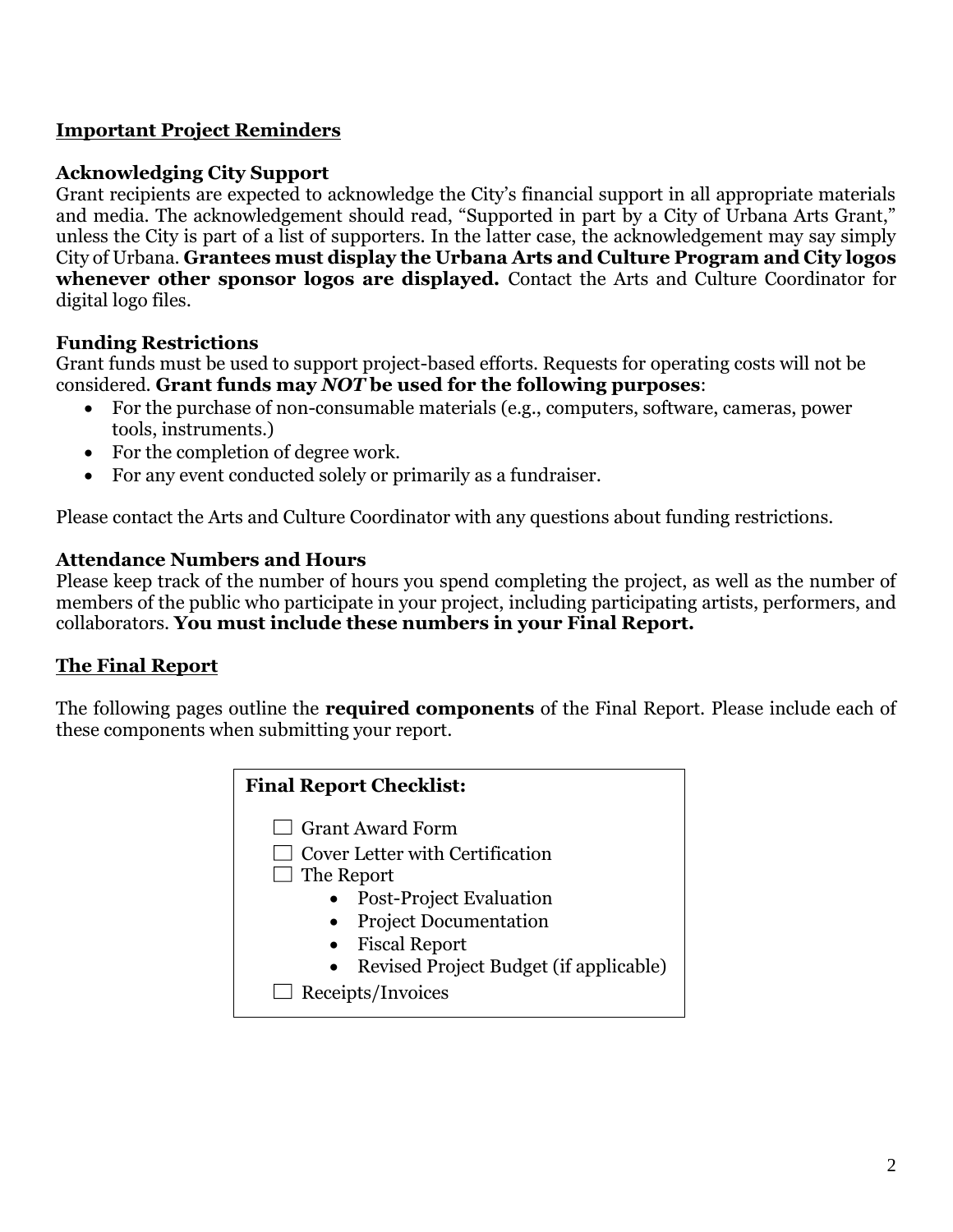## Important Project Reminders

### Acknowledging City Support

Grant recipients are expected to acknowledge the City's financial support in all appropriate materials and media. The acknowledgement should read, "Supported in part by a City of Urbana Arts Grant," unless the City is part of a list of supporters. In the latter case, the acknowledgement may say simply City of Urbana. **Grantees must display the Urbana Arts and Culture Program and City logos whenever other sponsor logos are displayed.** Contact the Arts and Culture Coordinator for digital logo files.

### Funding Restrictions

Grant funds must be used to support project-based efforts. Requests for operating costs will not be considered. **Grant funds may *NOT* be used for the following purposes**:

- For the purchase of non-consumable materials (e.g., computers, software, cameras, power tools, instruments.)
- For the completion of degree work.
- For any event conducted solely or primarily as a fundraiser.

Please contact the Arts and Culture Coordinator with any questions about funding restrictions.

### Attendance Numbers and Hours

Please keep track of the number of hours you spend completing the project, as well as the number of members of the public who participate in your project, including participating artists, performers, and collaborators. **You must include these numbers in your Final Report.**

## The Final Report

The following pages outline the **required components** of the Final Report. Please include each of these components when submitting your report.

**Final Report Checklist:**

- ☐ Grant Award Form
- ☐ Cover Letter with Certification
- ☐ The Report
  - Post-Project Evaluation
  - Project Documentation
  - Fiscal Report
  - Revised Project Budget (if applicable)
- ☐ Receipts/Invoices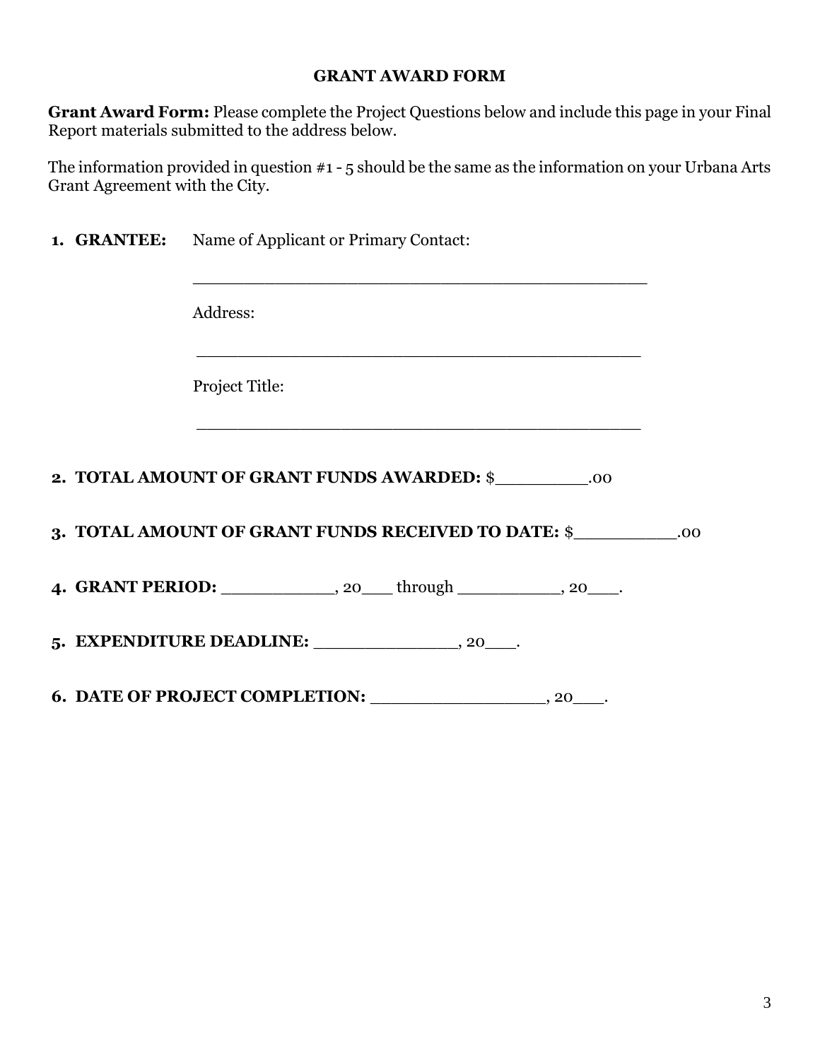## GRANT AWARD FORM

**Grant Award Form:** Please complete the Project Questions below and include this page in your Final Report materials submitted to the address below.

The information provided in question #1 - 5 should be the same as the information on your Urbana Arts Grant Agreement with the City.

1. **GRANTEE:** Name of Applicant or Primary Contact:

   _____________________________________________

   Address:

   _____________________________________________

   Project Title:

   _____________________________________________

2. **TOTAL AMOUNT OF GRANT FUNDS AWARDED:** $_________.00

3. **TOTAL AMOUNT OF GRANT FUNDS RECEIVED TO DATE:** $__________.00

4. **GRANT PERIOD:** ___________, 20___ through __________, 20___.

5. **EXPENDITURE DEADLINE:** ______________, 20___.

6. **DATE OF PROJECT COMPLETION:** _________________, 20___.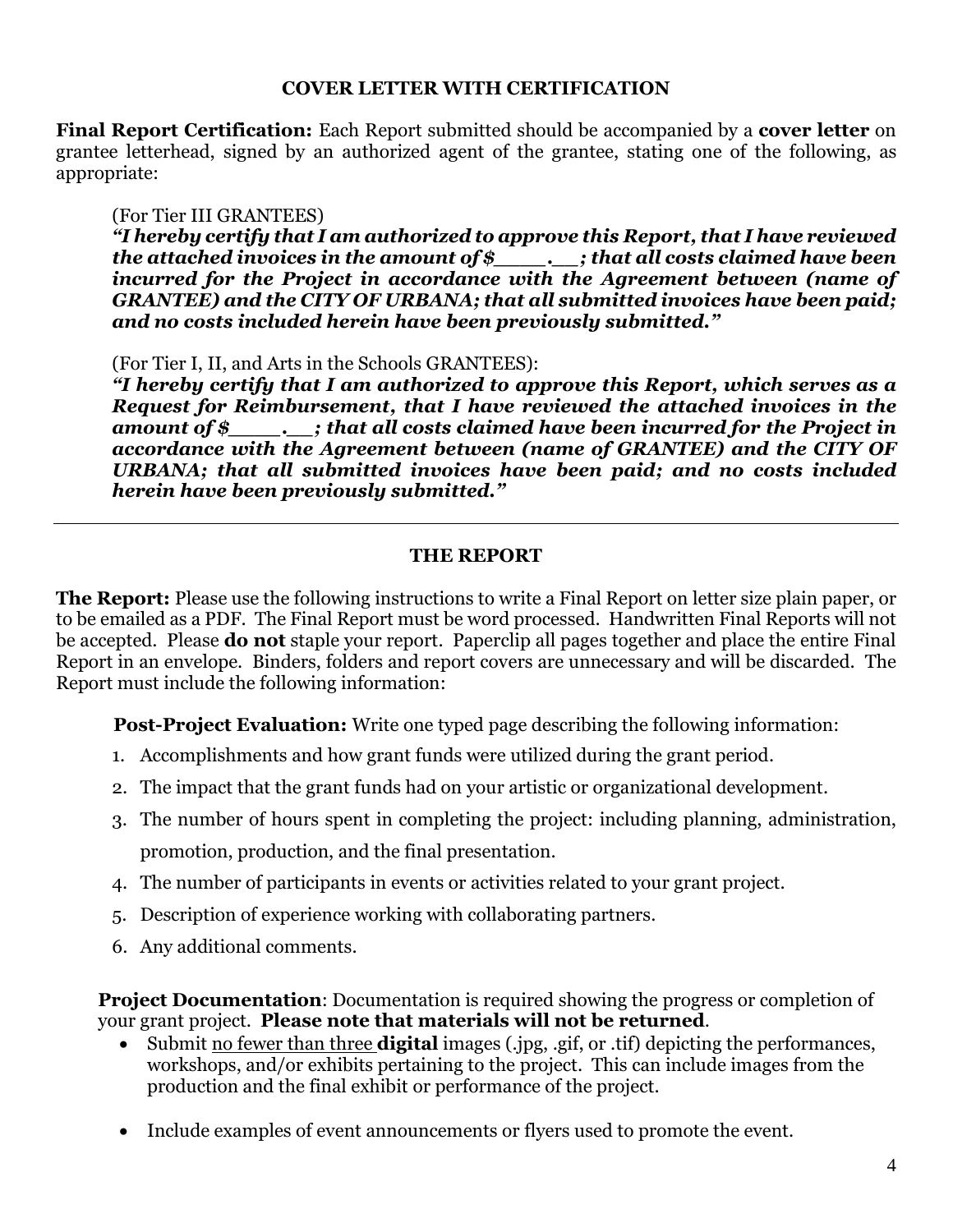## COVER LETTER WITH CERTIFICATION

**Final Report Certification:** Each Report submitted should be accompanied by a **cover letter** on grantee letterhead, signed by an authorized agent of the grantee, stating one of the following, as appropriate:

(For Tier III GRANTEES)
***"I hereby certify that I am authorized to approve this Report, that I have reviewed the attached invoices in the amount of $____.__; that all costs claimed have been incurred for the Project in accordance with the Agreement between (name of GRANTEE) and the CITY OF URBANA; that all submitted invoices have been paid; and no costs included herein have been previously submitted."***

(For Tier I, II, and Arts in the Schools GRANTEES):
***"I hereby certify that I am authorized to approve this Report, which serves as a Request for Reimbursement, that I have reviewed the attached invoices in the amount of $____.__; that all costs claimed have been incurred for the Project in accordance with the Agreement between (name of GRANTEE) and the CITY OF URBANA; that all submitted invoices have been paid; and no costs included herein have been previously submitted."***

---

## THE REPORT

**The Report:** Please use the following instructions to write a Final Report on letter size plain paper, or to be emailed as a PDF. The Final Report must be word processed. Handwritten Final Reports will not be accepted. Please **do not** staple your report. Paperclip all pages together and place the entire Final Report in an envelope. Binders, folders and report covers are unnecessary and will be discarded. The Report must include the following information:

**Post-Project Evaluation:** Write one typed page describing the following information:

1. Accomplishments and how grant funds were utilized during the grant period.
2. The impact that the grant funds had on your artistic or organizational development.
3. The number of hours spent in completing the project: including planning, administration, promotion, production, and the final presentation.
4. The number of participants in events or activities related to your grant project.
5. Description of experience working with collaborating partners.
6. Any additional comments.

**Project Documentation**: Documentation is required showing the progress or completion of your grant project. **Please note that materials will not be returned**.

- Submit <u>no fewer than three</u> **digital** images (.jpg, .gif, or .tif) depicting the performances, workshops, and/or exhibits pertaining to the project. This can include images from the production and the final exhibit or performance of the project.
- Include examples of event announcements or flyers used to promote the event.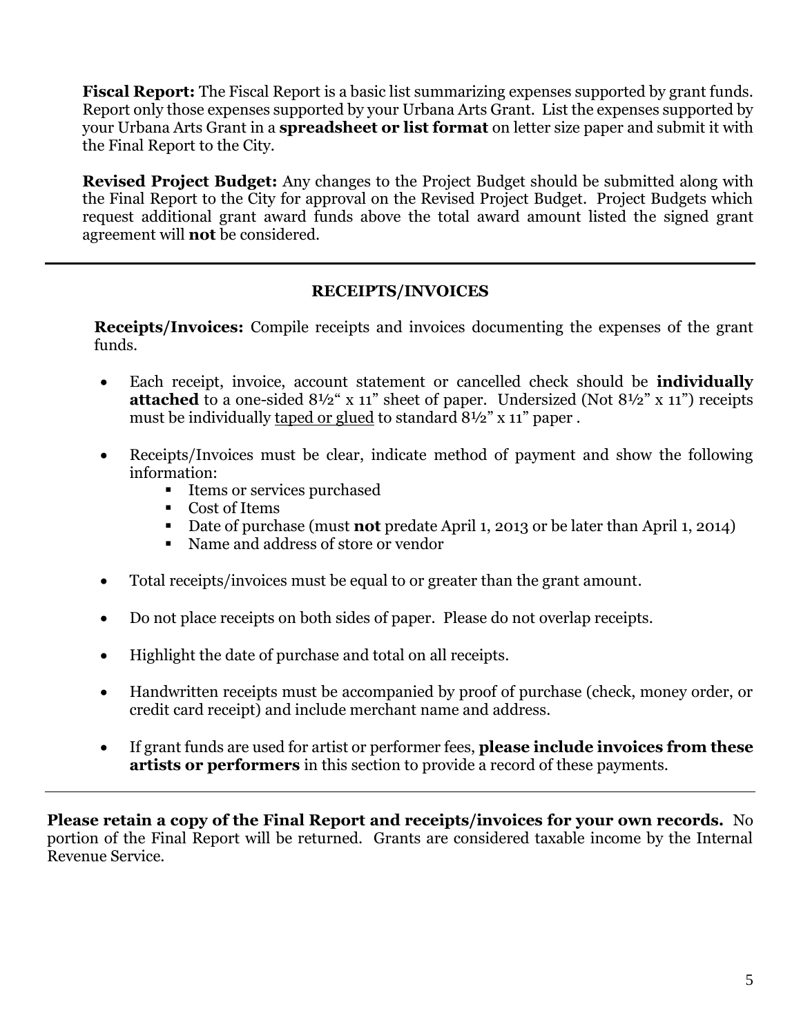**Fiscal Report:** The Fiscal Report is a basic list summarizing expenses supported by grant funds. Report only those expenses supported by your Urbana Arts Grant. List the expenses supported by your Urbana Arts Grant in a **spreadsheet or list format** on letter size paper and submit it with the Final Report to the City.

**Revised Project Budget:** Any changes to the Project Budget should be submitted along with the Final Report to the City for approval on the Revised Project Budget. Project Budgets which request additional grant award funds above the total award amount listed the signed grant agreement will **not** be considered.

---

## RECEIPTS/INVOICES

**Receipts/Invoices:** Compile receipts and invoices documenting the expenses of the grant funds.

- Each receipt, invoice, account statement or cancelled check should be **individually attached** to a one-sided 8½" x 11" sheet of paper. Undersized (Not 8½" x 11") receipts must be individually taped or glued to standard 8½" x 11" paper .
- Receipts/Invoices must be clear, indicate method of payment and show the following information:
  - Items or services purchased
  - Cost of Items
  - Date of purchase (must **not** predate April 1, 2013 or be later than April 1, 2014)
  - Name and address of store or vendor
- Total receipts/invoices must be equal to or greater than the grant amount.
- Do not place receipts on both sides of paper. Please do not overlap receipts.
- Highlight the date of purchase and total on all receipts.
- Handwritten receipts must be accompanied by proof of purchase (check, money order, or credit card receipt) and include merchant name and address.
- If grant funds are used for artist or performer fees, **please include invoices from these artists or performers** in this section to provide a record of these payments.

---

**Please retain a copy of the Final Report and receipts/invoices for your own records.** No portion of the Final Report will be returned. Grants are considered taxable income by the Internal Revenue Service.